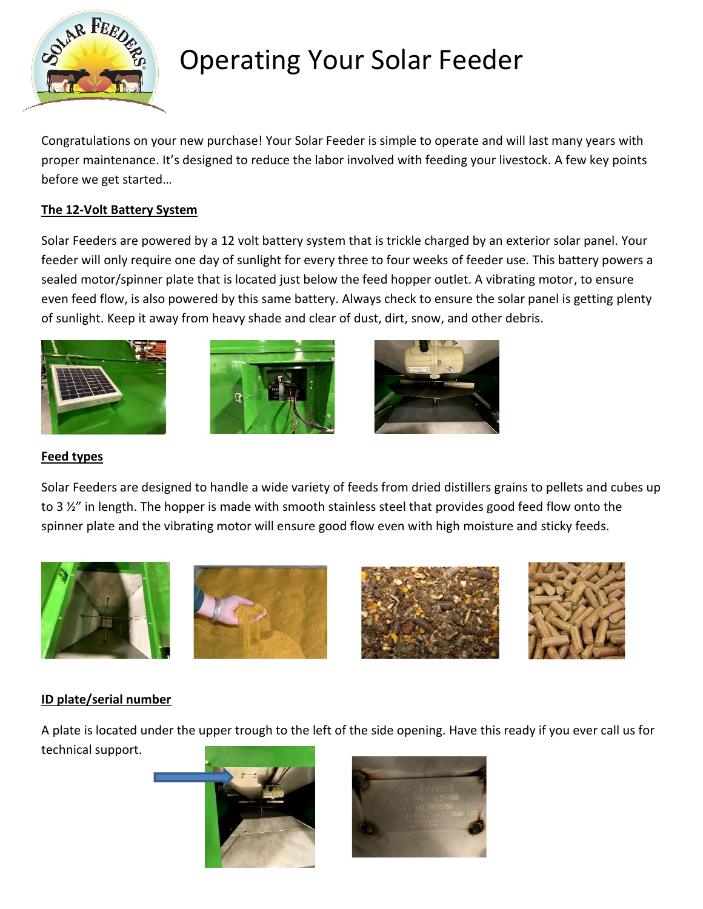# Operating Your Solar Feeder

Congratulations on your new purchase! Your Solar Feeder is simple to operate and will last many years with proper maintenance. It's designed to reduce the labor involved with feeding your livestock. A few key points before we get started…

## The 12-Volt Battery System

Solar Feeders are powered by a 12 volt battery system that is trickle charged by an exterior solar panel. Your feeder will only require one day of sunlight for every three to four weeks of feeder use. This battery powers a sealed motor/spinner plate that is located just below the feed hopper outlet. A vibrating motor, to ensure even feed flow, is also powered by this same battery. Always check to ensure the solar panel is getting plenty of sunlight. Keep it away from heavy shade and clear of dust, dirt, snow, and other debris.

## Feed types

Solar Feeders are designed to handle a wide variety of feeds from dried distillers grains to pellets and cubes up to 3 ½" in length. The hopper is made with smooth stainless steel that provides good feed flow onto the spinner plate and the vibrating motor will ensure good flow even with high moisture and sticky feeds.

## ID plate/serial number

A plate is located under the upper trough to the left of the side opening. Have this ready if you ever call us for technical support.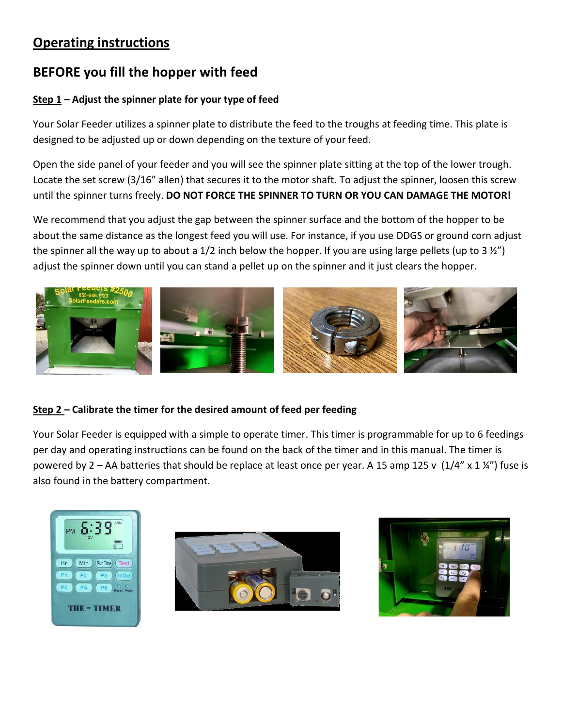## Operating instructions

## BEFORE you fill the hopper with feed

**Step 1 – Adjust the spinner plate for your type of feed**

Your Solar Feeder utilizes a spinner plate to distribute the feed to the troughs at feeding time. This plate is designed to be adjusted up or down depending on the texture of your feed.

Open the side panel of your feeder and you will see the spinner plate sitting at the top of the lower trough. Locate the set screw (3/16" allen) that secures it to the motor shaft. To adjust the spinner, loosen this screw until the spinner turns freely. **DO NOT FORCE THE SPINNER TO TURN OR YOU CAN DAMAGE THE MOTOR!**

We recommend that you adjust the gap between the spinner surface and the bottom of the hopper to be about the same distance as the longest feed you will use. For instance, if you use DDGS or ground corn adjust the spinner all the way up to about a 1/2 inch below the hopper. If you are using large pellets (up to 3 ½") adjust the spinner down until you can stand a pellet up on the spinner and it just clears the hopper.

**Step 2 – Calibrate the timer for the desired amount of feed per feeding**

Your Solar Feeder is equipped with a simple to operate timer. This timer is programmable for up to 6 feedings per day and operating instructions can be found on the back of the timer and in this manual. The timer is powered by 2 – AA batteries that should be replace at least once per year. A 15 amp 125 v (1/4" x 1 ¼") fuse is also found in the battery compartment.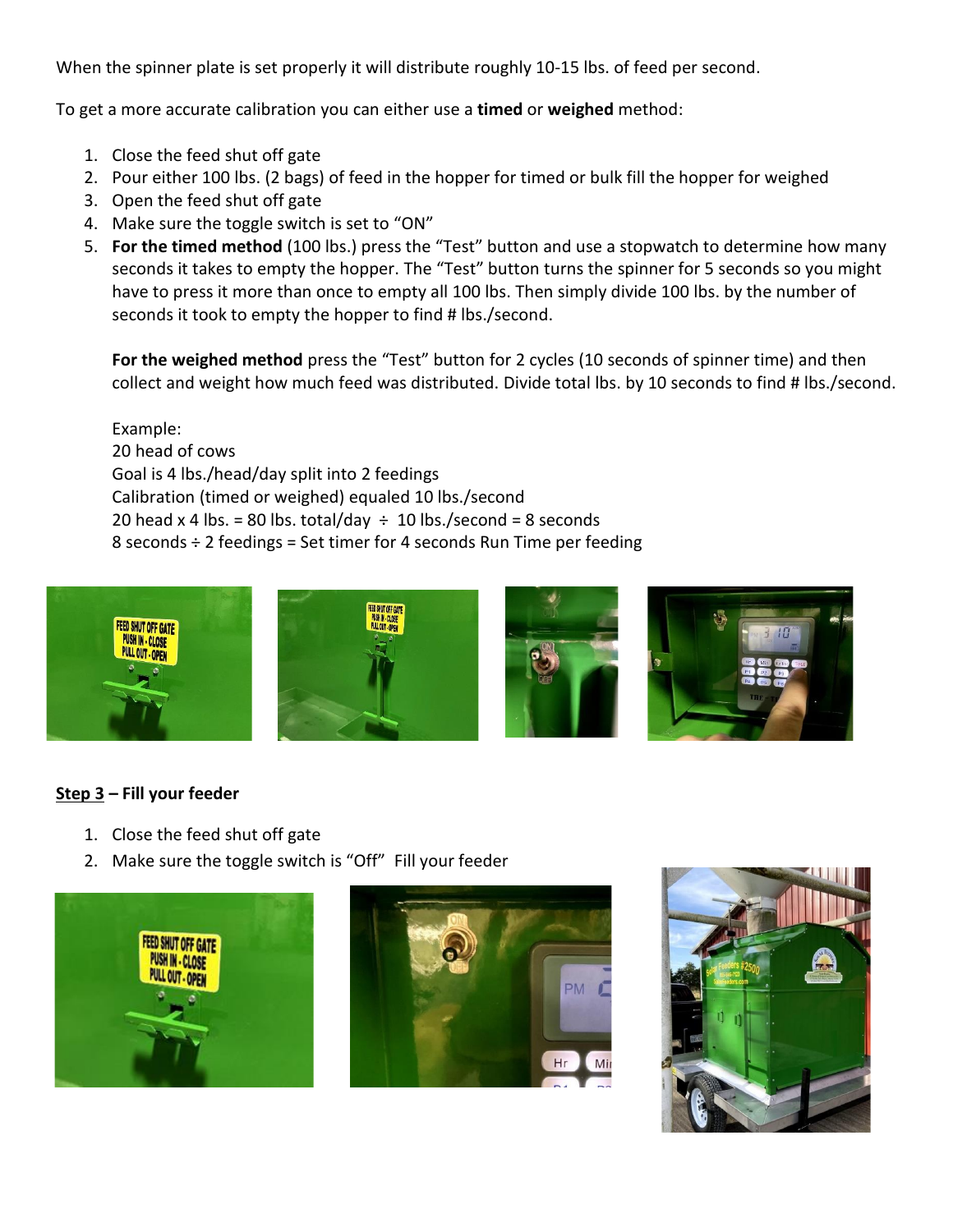When the spinner plate is set properly it will distribute roughly 10-15 lbs. of feed per second.

To get a more accurate calibration you can either use a **timed** or **weighed** method:

1. Close the feed shut off gate
2. Pour either 100 lbs. (2 bags) of feed in the hopper for timed or bulk fill the hopper for weighed
3. Open the feed shut off gate
4. Make sure the toggle switch is set to "ON"
5. **For the timed method** (100 lbs.) press the "Test" button and use a stopwatch to determine how many seconds it takes to empty the hopper. The "Test" button turns the spinner for 5 seconds so you might have to press it more than once to empty all 100 lbs. Then simply divide 100 lbs. by the number of seconds it took to empty the hopper to find # lbs./second.

   **For the weighed method** press the "Test" button for 2 cycles (10 seconds of spinner time) and then collect and weight how much feed was distributed. Divide total lbs. by 10 seconds to find # lbs./second.

   Example:
   20 head of cows
   Goal is 4 lbs./head/day split into 2 feedings
   Calibration (timed or weighed) equaled 10 lbs./second
   20 head x 4 lbs. = 80 lbs. total/day ÷ 10 lbs./second = 8 seconds
   8 seconds ÷ 2 feedings = Set timer for 4 seconds Run Time per feeding

**Step 3 – Fill your feeder**

1. Close the feed shut off gate
2. Make sure the toggle switch is "Off" Fill your feeder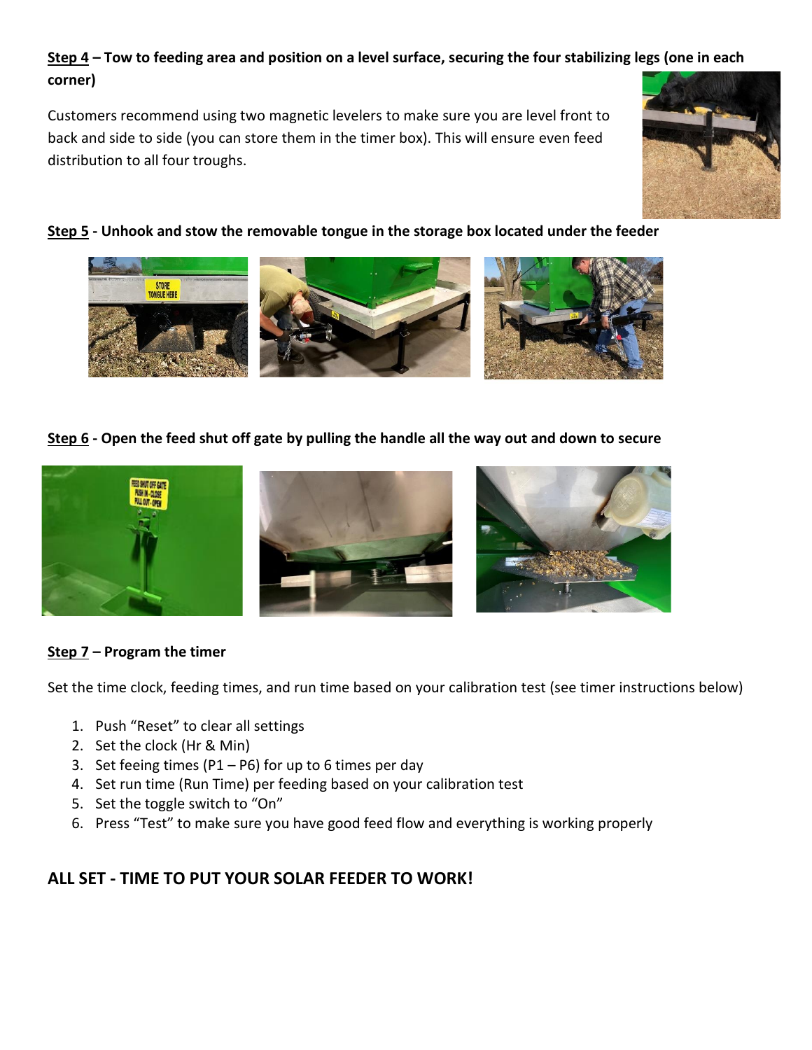**Step 4 – Tow to feeding area and position on a level surface, securing the four stabilizing legs (one in each corner)**

Customers recommend using two magnetic levelers to make sure you are level front to back and side to side (you can store them in the timer box). This will ensure even feed distribution to all four troughs.

**Step 5 - Unhook and stow the removable tongue in the storage box located under the feeder**

**Step 6 - Open the feed shut off gate by pulling the handle all the way out and down to secure**

**Step 7 – Program the timer**

Set the time clock, feeding times, and run time based on your calibration test (see timer instructions below)

1. Push "Reset" to clear all settings
2. Set the clock (Hr & Min)
3. Set feeing times (P1 – P6) for up to 6 times per day
4. Set run time (Run Time) per feeding based on your calibration test
5. Set the toggle switch to "On"
6. Press "Test" to make sure you have good feed flow and everything is working properly

## ALL SET - TIME TO PUT YOUR SOLAR FEEDER TO WORK!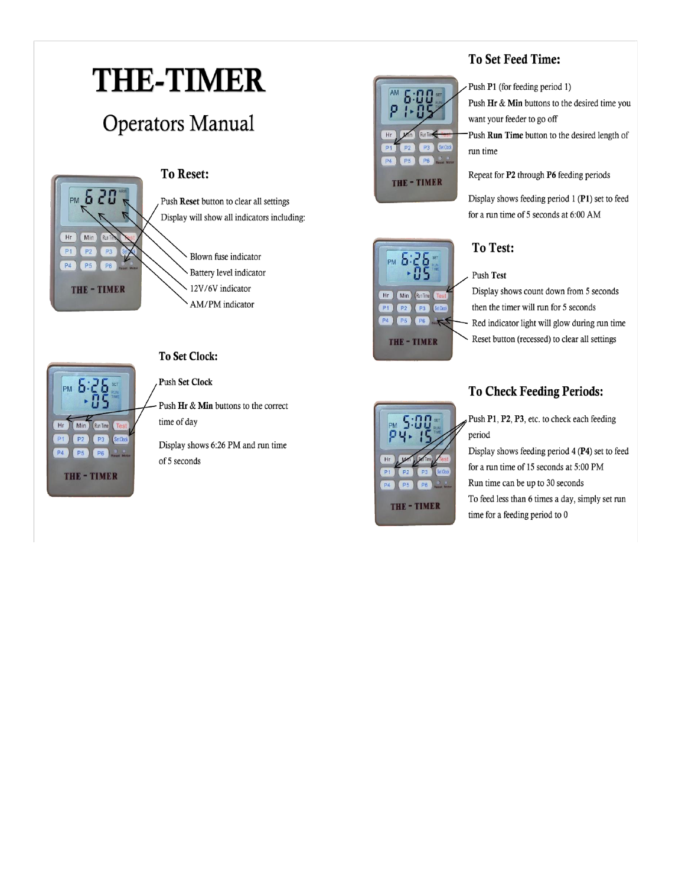# THE-TIMER

## Operators Manual

### To Reset:

Push **Reset** button to clear all settings

Display will show all indicators including:

- Blown fuse indicator
- Battery level indicator
- 12V/6V indicator
- AM/PM indicator

### To Set Clock:

Push **Set Clock**

Push **Hr** & **Min** buttons to the correct time of day

Display shows 6:26 PM and run time of 5 seconds

### To Set Feed Time:

Push **P1** (for feeding period 1)

Push **Hr** & **Min** buttons to the desired time you want your feeder to go off

Push **Run Time** button to the desired length of run time

Repeat for **P2** through **P6** feeding periods

Display shows feeding period 1 (**P1**) set to feed for a run time of 5 seconds at 6:00 AM

### To Test:

Push **Test**

Display shows count down from 5 seconds then the timer will run for 5 seconds

Red indicator light will glow during run time

Reset button (recessed) to clear all settings

### To Check Feeding Periods:

Push **P1**, **P2**, **P3**, etc. to check each feeding period

Display shows feeding period 4 (**P4**) set to feed for a run time of 15 seconds at 5:00 PM

Run time can be up to 30 seconds

To feed less than 6 times a day, simply set run time for a feeding period to 0